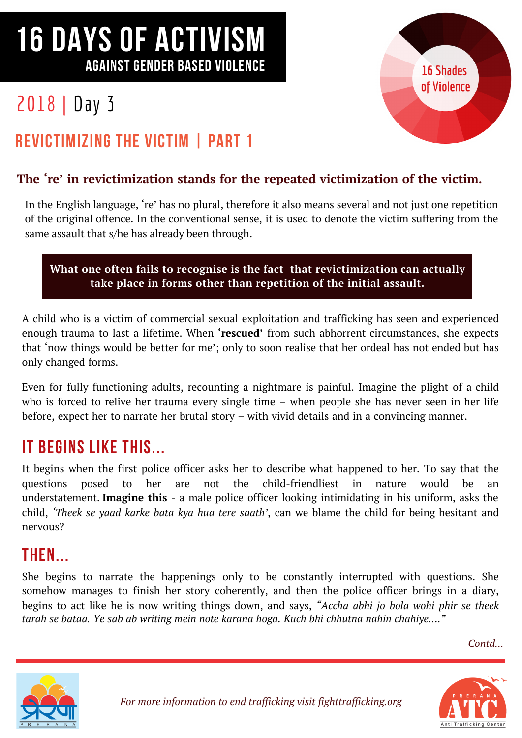# 16 DAYS OF ACTIVISM

## AGAINST GENDER BASED VIOLENCE

16 Shades of Violence

## 2018 | Day 3

## REVICTIMIZING THE VICTIM | PART 1

**The 're' in revictimization stands for the repeated victimization of the victim.**

In the English language, 're' has no plural, therefore it also means several and not just one repetition of the original offence. In the conventional sense, it is used to denote the victim suffering from the same assault that s/he has already been through.

**What one often fails to recognise is the fact that revictimization can actually take place in forms other than repetition of the initial assault.**

A child who is a victim of commercial sexual exploitation and trafficking has seen and experienced enough trauma to last a lifetime. When **'rescued'** from such abhorrent circumstances, she expects that 'now things would be better for me'; only to soon realise that her ordeal has not ended but has only changed forms.

Even for fully functioning adults, recounting a nightmare is painful. Imagine the plight of a child who is forced to relive her trauma every single time – when people she has never seen in her life before, expect her to narrate her brutal story – with vivid details and in a convincing manner.

## IT BEGINS LIKE THIS...

It begins when the first police officer asks her to describe what happened to her. To say that the questions posed to her are not the child-friendliest in nature would be an understatement. **Imagine this** - a male police officer looking intimidating in his uniform, asks the child, *'Theek se yaad karke bata kya hua tere saath',* can we blame the child for being hesitant and nervous?

## THEN...

She begins to narrate the happenings only to be constantly interrupted with questions. She somehow manages to finish her story coherently, and then the police officer brings in a diary, begins to act like he is now writing things down, and says, *"Accha abhi jo bola wohi phir se theek tarah se bataa. Ye sab ab writing mein note karana hoga. Kuch bhi chhutna nahin chahiye...."*

*Contd...*

*For more information to end trafficking visit fighttrafficking.org*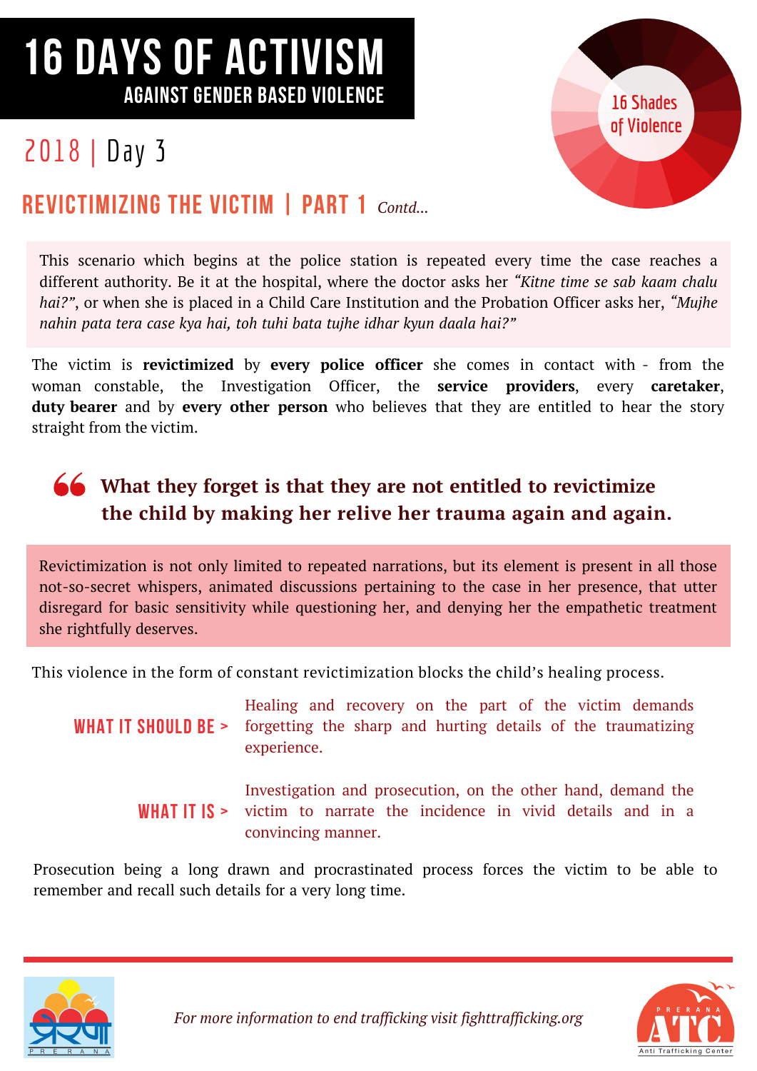# 16 DAYS OF ACTIVISM

## AGAINST GENDER BASED VIOLENCE

16 Shades of Violence

2018 | Day 3

## REVICTIMIZING THE VICTIM | PART 1 *Contd...*

This scenario which begins at the police station is repeated every time the case reaches a different authority. Be it at the hospital, where the doctor asks her *"Kitne time se sab kaam chalu hai?"*, or when she is placed in a Child Care Institution and the Probation Officer asks her, *"Mujhe nahin pata tera case kya hai, toh tuhi bata tujhe idhar kyun daala hai?"*

The victim is **revictimized** by **every police officer** she comes in contact with - from the woman constable, the Investigation Officer, the **service providers**, every **caretaker**, **duty bearer** and by **every other person** who believes that they are entitled to hear the story straight from the victim.

> **What they forget is that they are not entitled to revictimize the child by making her relive her trauma again and again.**

Revictimization is not only limited to repeated narrations, but its element is present in all those not-so-secret whispers, animated discussions pertaining to the case in her presence, that utter disregard for basic sensitivity while questioning her, and denying her the empathetic treatment she rightfully deserves.

This violence in the form of constant revictimization blocks the child's healing process.

**WHAT IT SHOULD BE >** Healing and recovery on the part of the victim demands forgetting the sharp and hurting details of the traumatizing experience.

**WHAT IT IS >** Investigation and prosecution, on the other hand, demand the victim to narrate the incidence in vivid details and in a convincing manner.

Prosecution being a long drawn and procrastinated process forces the victim to be able to remember and recall such details for a very long time.

*For more information to end trafficking visit fighttrafficking.org*